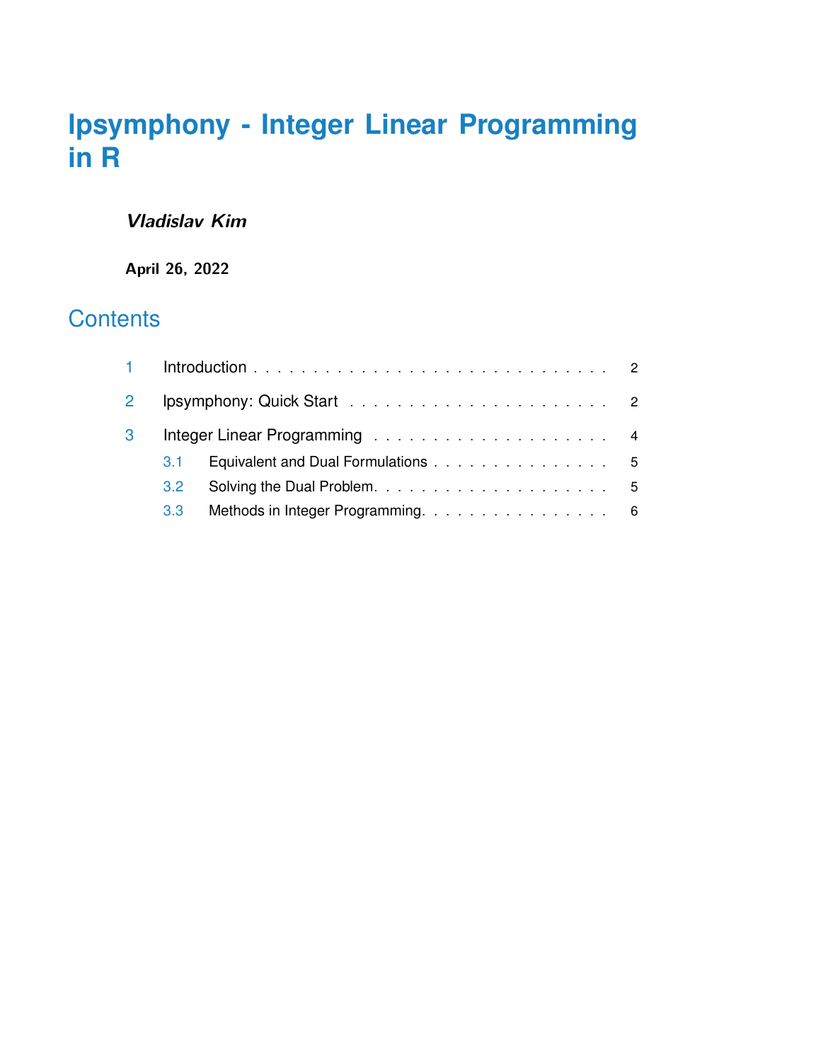# lpsymphony - Integer Linear Programming in R

***Vladislav Kim***

**April 26, 2022**

## Contents

| | | |
|---|---|---|
| 1 | Introduction | 2 |
| 2 | lpsymphony: Quick Start | 2 |
| 3 | Integer Linear Programming | 4 |
| 3.1 | Equivalent and Dual Formulations | 5 |
| 3.2 | Solving the Dual Problem | 5 |
| 3.3 | Methods in Integer Programming | 6 |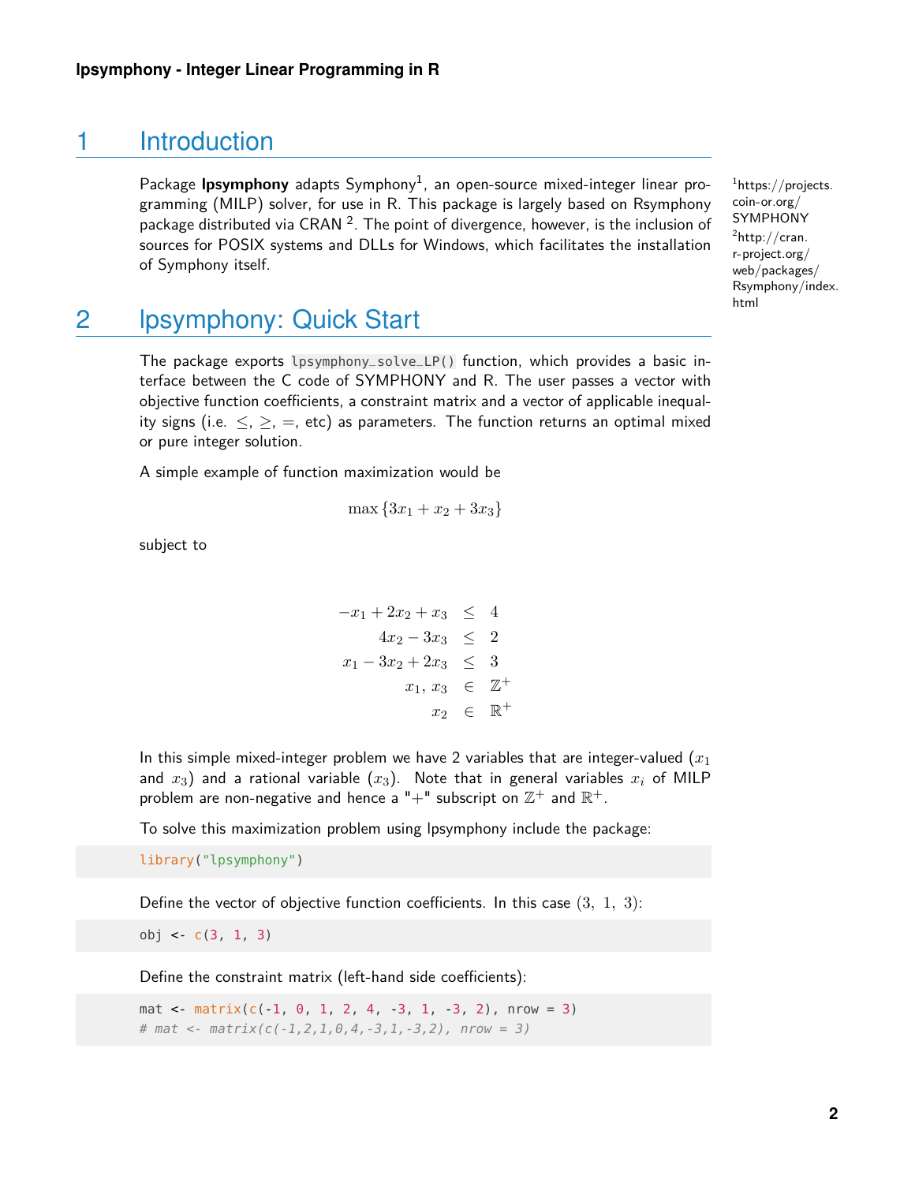# 1 Introduction

Package **lpsymphony** adapts Symphony[1], an open-source mixed-integer linear programming (MILP) solver, for use in R. This package is largely based on Rsymphony package distributed via CRAN [2]. The point of divergence, however, is the inclusion of sources for POSIX systems and DLLs for Windows, which facilitates the installation of Symphony itself.

[1] https://projects.coin-or.org/SYMPHONY

[2] http://cran.r-project.org/web/packages/Rsymphony/index.html

# 2 lpsymphony: Quick Start

The package exports `lpsymphony_solve_LP()` function, which provides a basic interface between the C code of SYMPHONY and R. The user passes a vector with objective function coefficients, a constraint matrix and a vector of applicable inequality signs (i.e. $\leq$, $\geq$, $=$, etc) as parameters. The function returns an optimal mixed or pure integer solution.

A simple example of function maximization would be

$$\max \{3x_1 + x_2 + 3x_3\}$$

subject to

$$\begin{aligned}
-x_1 + 2x_2 + x_3 &\leq 4 \\
4x_2 - 3x_3 &\leq 2 \\
x_1 - 3x_2 + 2x_3 &\leq 3 \\
x_1, x_3 &\in \mathbb{Z}^+ \\
x_2 &\in \mathbb{R}^+
\end{aligned}$$

In this simple mixed-integer problem we have 2 variables that are integer-valued ($x_1$ and $x_3$) and a rational variable ($x_3$). Note that in general variables $x_i$ of MILP problem are non-negative and hence a "+" subscript on $\mathbb{Z}^+$ and $\mathbb{R}^+$.

To solve this maximization problem using lpsymphony include the package:

```
library("lpsymphony")
```

Define the vector of objective function coefficients. In this case $(3, 1, 3)$:

```
obj <- c(3, 1, 3)
```

Define the constraint matrix (left-hand side coefficients):

```
mat <- matrix(c(-1, 0, 1, 2, 4, -3, 1, -3, 2), nrow = 3)
# mat <- matrix(c(-1,2,1,0,4,-3,1,-3,2), nrow = 3)
```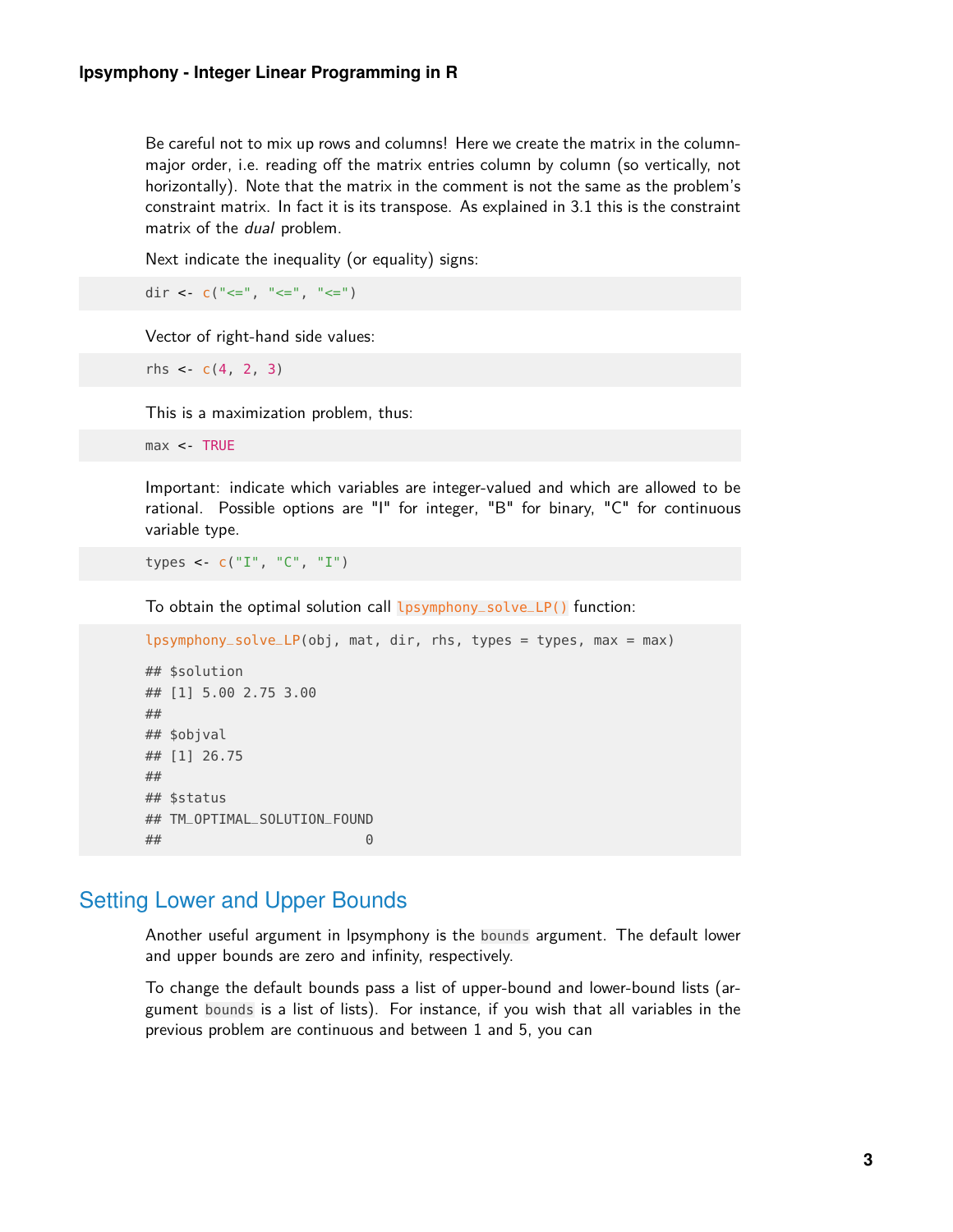Be careful not to mix up rows and columns! Here we create the matrix in the column-major order, i.e. reading off the matrix entries column by column (so vertically, not horizontally). Note that the matrix in the comment is not the same as the problem's constraint matrix. In fact it is its transpose. As explained in 3.1 this is the constraint matrix of the *dual* problem.

Next indicate the inequality (or equality) signs:

```
dir <- c("<=", "<=", "<=")
```

Vector of right-hand side values:

```
rhs <- c(4, 2, 3)
```

This is a maximization problem, thus:

```
max <- TRUE
```

Important: indicate which variables are integer-valued and which are allowed to be rational. Possible options are "I" for integer, "B" for binary, "C" for continuous variable type.

```
types <- c("I", "C", "I")
```

To obtain the optimal solution call `lpsymphony_solve_LP()` function:

```
lpsymphony_solve_LP(obj, mat, dir, rhs, types = types, max = max)

## $solution
## [1] 5.00 2.75 3.00
##
## $objval
## [1] 26.75
##
## $status
## TM_OPTIMAL_SOLUTION_FOUND
##                         0
```

## Setting Lower and Upper Bounds

Another useful argument in lpsymphony is the `bounds` argument. The default lower and upper bounds are zero and infinity, respectively.

To change the default bounds pass a list of upper-bound and lower-bound lists (argument `bounds` is a list of lists). For instance, if you wish that all variables in the previous problem are continuous and between 1 and 5, you can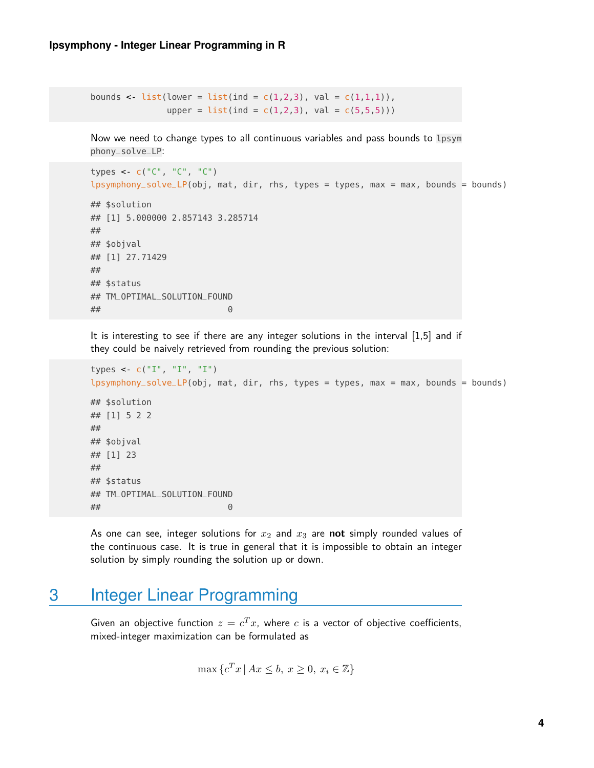```r
bounds <- list(lower = list(ind = c(1,2,3), val = c(1,1,1)),
               upper = list(ind = c(1,2,3), val = c(5,5,5)))
```

Now we need to change types to all continuous variables and pass bounds to `lpsymphony_solve_LP`:

```r
types <- c("C", "C", "C")
lpsymphony_solve_LP(obj, mat, dir, rhs, types = types, max = max, bounds = bounds)

## $solution
## [1] 5.000000 2.857143 3.285714
##
## $objval
## [1] 27.71429
##
## $status
## TM_OPTIMAL_SOLUTION_FOUND
##                         0
```

It is interesting to see if there are any integer solutions in the interval [1,5] and if they could be naively retrieved from rounding the previous solution:

```r
types <- c("I", "I", "I")
lpsymphony_solve_LP(obj, mat, dir, rhs, types = types, max = max, bounds = bounds)

## $solution
## [1] 5 2 2
##
## $objval
## [1] 23
##
## $status
## TM_OPTIMAL_SOLUTION_FOUND
##                         0
```

As one can see, integer solutions for $x_2$ and $x_3$ are **not** simply rounded values of the continuous case. It is true in general that it is impossible to obtain an integer solution by simply rounding the solution up or down.

# 3 Integer Linear Programming

Given an objective function $z = c^T x$, where $c$ is a vector of objective coefficients, mixed-integer maximization can be formulated as

$$\max \{c^T x \mid Ax \leq b,\ x \geq 0,\ x_i \in \mathbb{Z}\}$$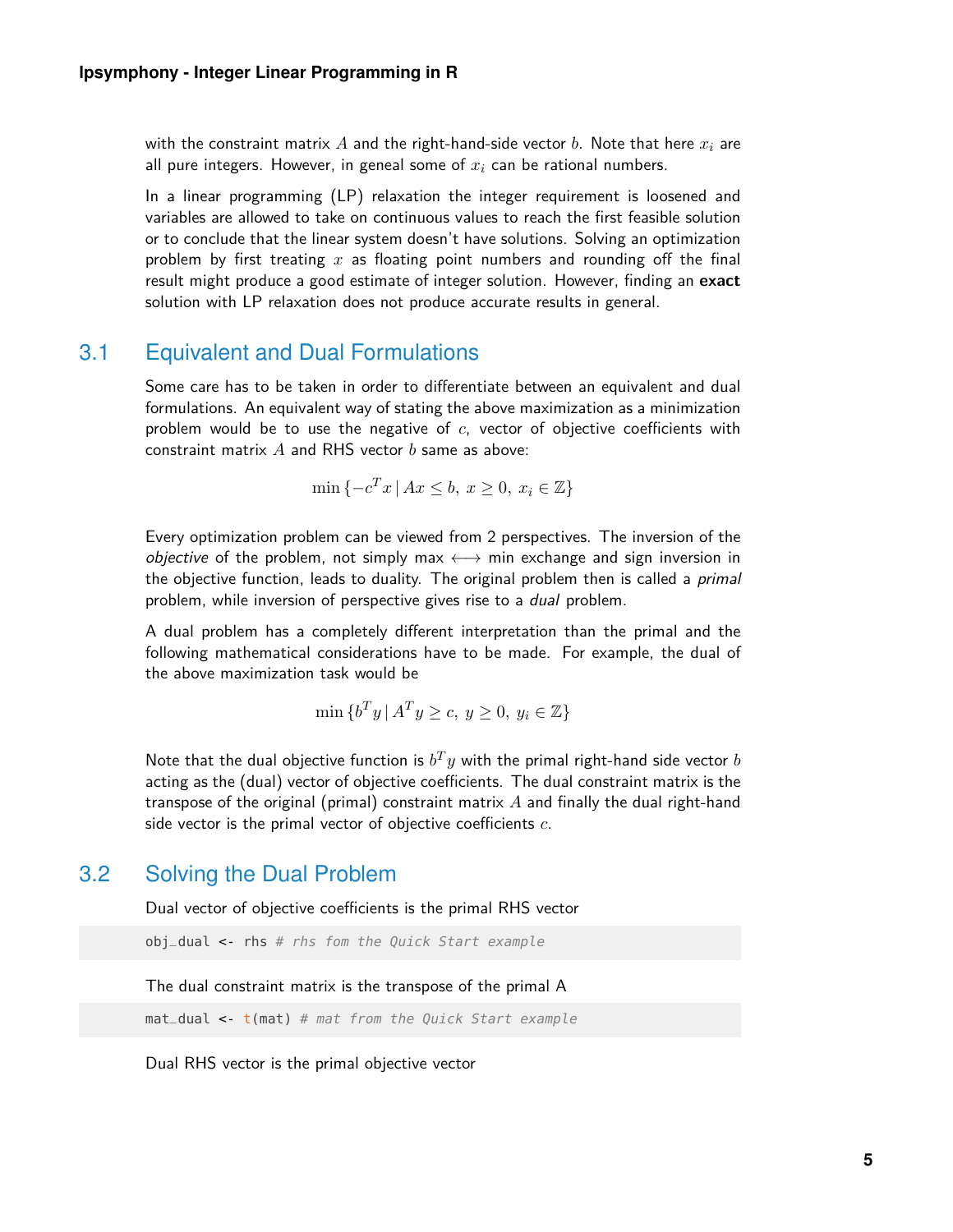with the constraint matrix $A$ and the right-hand-side vector $b$. Note that here $x_i$ are all pure integers. However, in geneal some of $x_i$ can be rational numbers.

In a linear programming (LP) relaxation the integer requirement is loosened and variables are allowed to take on continuous values to reach the first feasible solution or to conclude that the linear system doesn't have solutions. Solving an optimization problem by first treating $x$ as floating point numbers and rounding off the final result might produce a good estimate of integer solution. However, finding an **exact** solution with LP relaxation does not produce accurate results in general.

## 3.1 Equivalent and Dual Formulations

Some care has to be taken in order to differentiate between an equivalent and dual formulations. An equivalent way of stating the above maximization as a minimization problem would be to use the negative of $c$, vector of objective coefficients with constraint matrix $A$ and RHS vector $b$ same as above:

$$\min\{-c^T x \,|\, Ax \leq b,\ x \geq 0,\ x_i \in \mathbb{Z}\}$$

Every optimization problem can be viewed from 2 perspectives. The inversion of the *objective* of the problem, not simply max $\longleftrightarrow$ min exchange and sign inversion in the objective function, leads to duality. The original problem then is called a *primal* problem, while inversion of perspective gives rise to a *dual* problem.

A dual problem has a completely different interpretation than the primal and the following mathematical considerations have to be made. For example, the dual of the above maximization task would be

$$\min\{b^T y \,|\, A^T y \geq c,\ y \geq 0,\ y_i \in \mathbb{Z}\}$$

Note that the dual objective function is $b^T y$ with the primal right-hand side vector $b$ acting as the (dual) vector of objective coefficients. The dual constraint matrix is the transpose of the original (primal) constraint matrix $A$ and finally the dual right-hand side vector is the primal vector of objective coefficients $c$.

## 3.2 Solving the Dual Problem

Dual vector of objective coefficients is the primal RHS vector

```
obj_dual <- rhs # rhs fom the Quick Start example
```

The dual constraint matrix is the transpose of the primal A

```
mat_dual <- t(mat) # mat from the Quick Start example
```

Dual RHS vector is the primal objective vector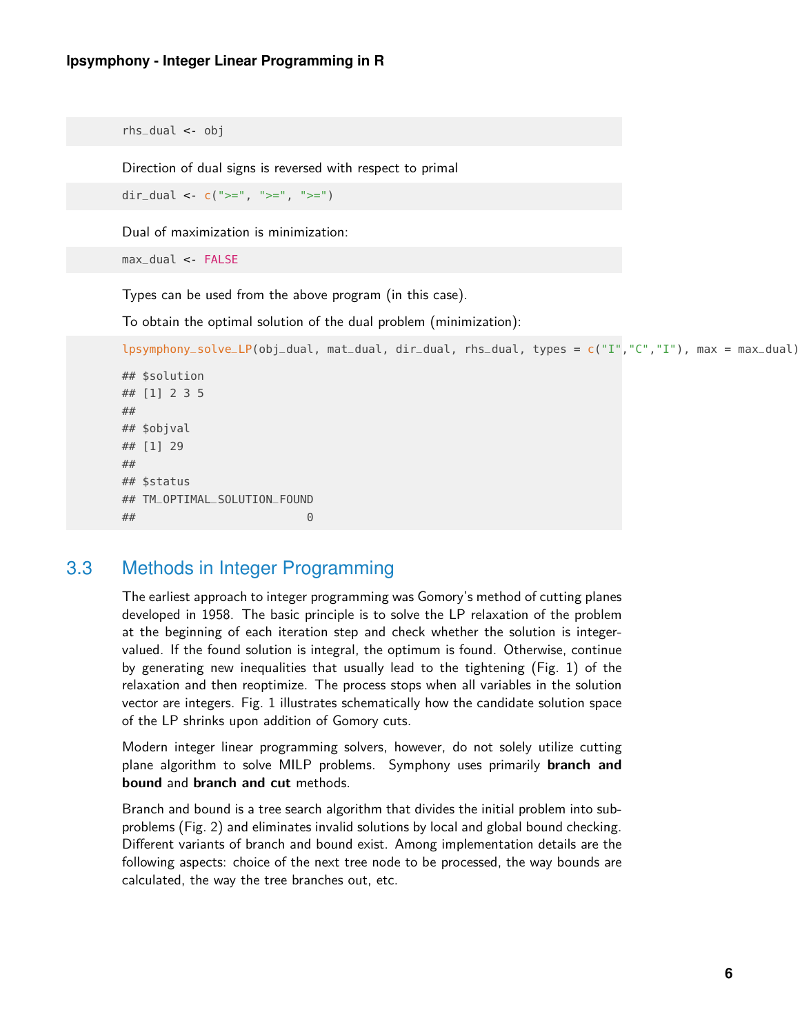```
rhs_dual <- obj
```

Direction of dual signs is reversed with respect to primal

```
dir_dual <- c(">=", ">=", ">=")
```

Dual of maximization is minimization:

```
max_dual <- FALSE
```

Types can be used from the above program (in this case).

To obtain the optimal solution of the dual problem (minimization):

```
lpsymphony_solve_LP(obj_dual, mat_dual, dir_dual, rhs_dual, types = c("I","C","I"), max = max_dual)

## $solution
## [1] 2 3 5
##
## $objval
## [1] 29
##
## $status
## TM_OPTIMAL_SOLUTION_FOUND
##                         0
```

## 3.3 Methods in Integer Programming

The earliest approach to integer programming was Gomory's method of cutting planes developed in 1958. The basic principle is to solve the LP relaxation of the problem at the beginning of each iteration step and check whether the solution is integer-valued. If the found solution is integral, the optimum is found. Otherwise, continue by generating new inequalities that usually lead to the tightening (Fig. 1) of the relaxation and then reoptimize. The process stops when all variables in the solution vector are integers. Fig. 1 illustrates schematically how the candidate solution space of the LP shrinks upon addition of Gomory cuts.

Modern integer linear programming solvers, however, do not solely utilize cutting plane algorithm to solve MILP problems. Symphony uses primarily **branch and bound** and **branch and cut** methods.

Branch and bound is a tree search algorithm that divides the initial problem into subproblems (Fig. 2) and eliminates invalid solutions by local and global bound checking. Different variants of branch and bound exist. Among implementation details are the following aspects: choice of the next tree node to be processed, the way bounds are calculated, the way the tree branches out, etc.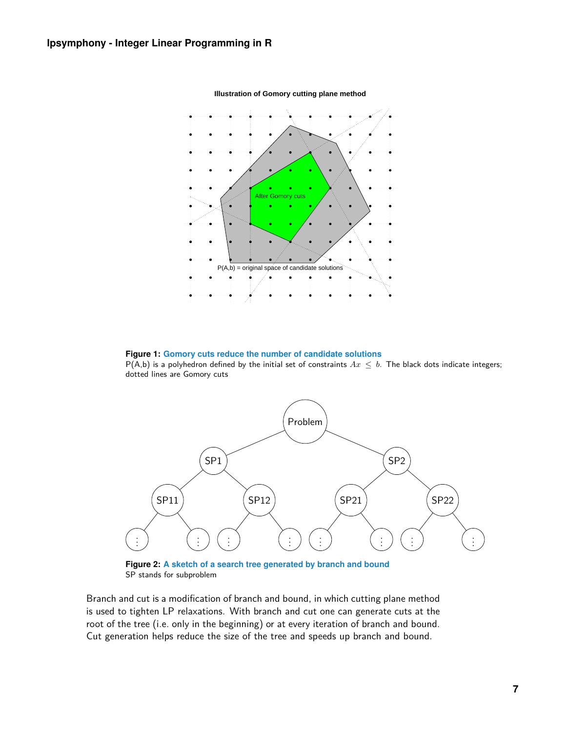Illustration of Gomory cutting plane method

After Gomory cuts

P(A,b) = original space of candidate solutions

**Figure 1:** **Gomory cuts reduce the number of candidate solutions**
P(A,b) is a polyhedron defined by the initial set of constraints $Ax \leq b$. The black dots indicate integers; dotted lines are Gomory cuts

Problem

SP1

SP2

SP11

SP12

SP21

SP22

**Figure 2:** **A sketch of a search tree generated by branch and bound**
SP stands for subproblem

Branch and cut is a modification of branch and bound, in which cutting plane method is used to tighten LP relaxations. With branch and cut one can generate cuts at the root of the tree (i.e. only in the beginning) or at every iteration of branch and bound. Cut generation helps reduce the size of the tree and speeds up branch and bound.